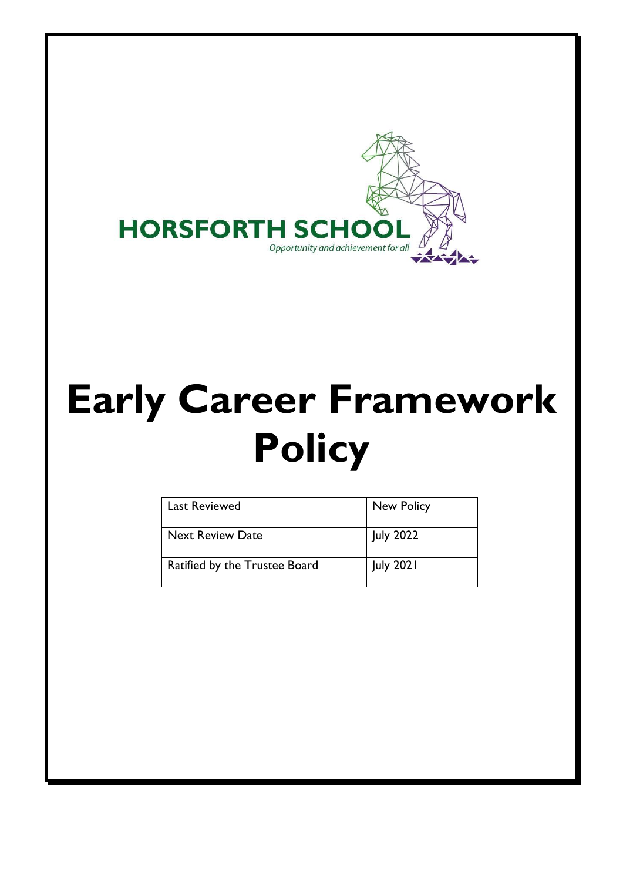HORSFORTH SCHOOL

*Opportunity and achievement for all*

# Early Career Framework Policy

| Last Reviewed | New Policy |
|---|---|
| Next Review Date | July 2022 |
| Ratified by the Trustee Board | July 2021 |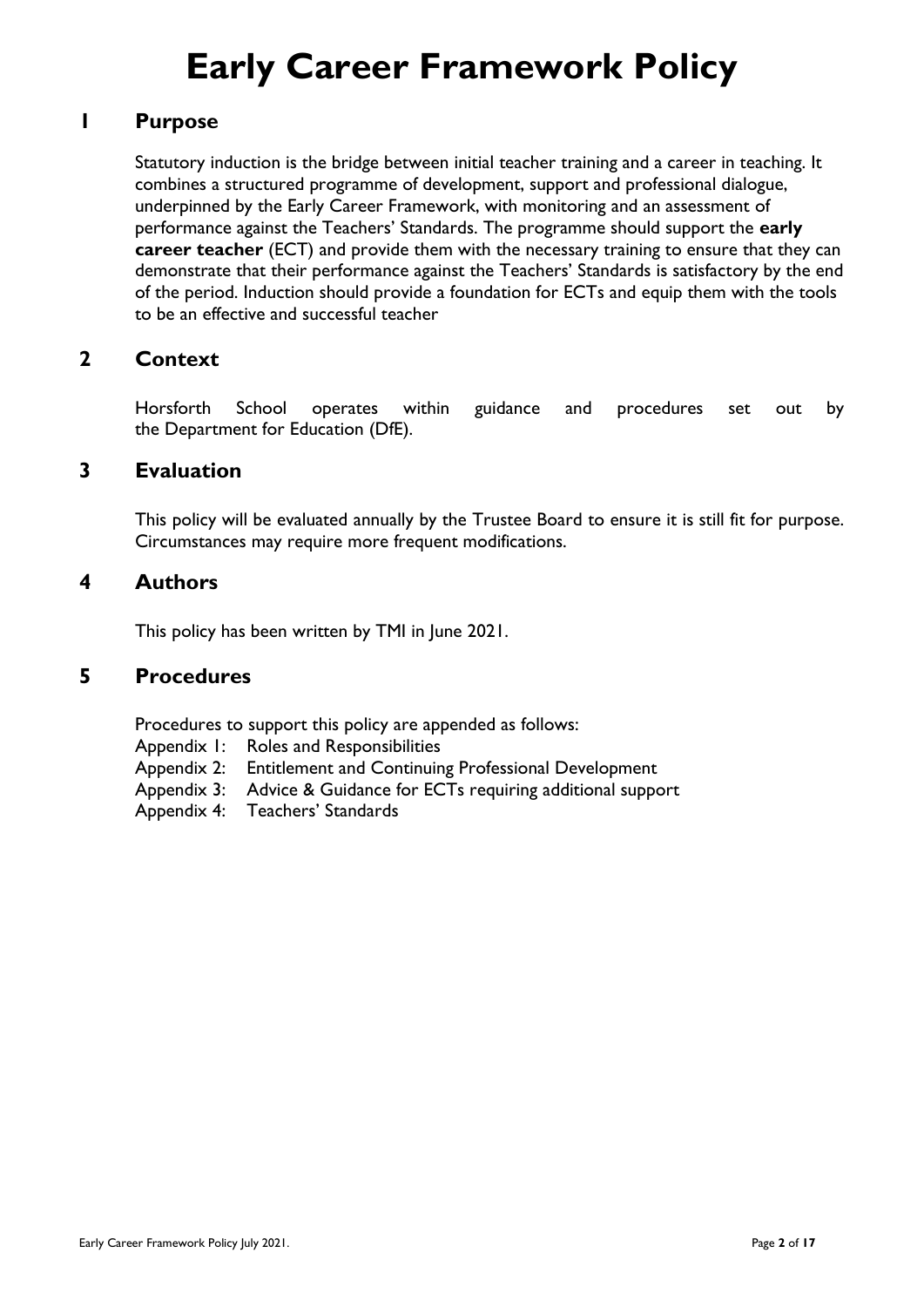# Early Career Framework Policy

## 1 Purpose

Statutory induction is the bridge between initial teacher training and a career in teaching. It combines a structured programme of development, support and professional dialogue, underpinned by the Early Career Framework, with monitoring and an assessment of performance against the Teachers' Standards. The programme should support the **early career teacher** (ECT) and provide them with the necessary training to ensure that they can demonstrate that their performance against the Teachers' Standards is satisfactory by the end of the period. Induction should provide a foundation for ECTs and equip them with the tools to be an effective and successful teacher

## 2 Context

Horsforth School operates within guidance and procedures set out by the Department for Education (DfE).

## 3 Evaluation

This policy will be evaluated annually by the Trustee Board to ensure it is still fit for purpose. Circumstances may require more frequent modifications.

## 4 Authors

This policy has been written by TMI in June 2021.

## 5 Procedures

Procedures to support this policy are appended as follows:

- Appendix 1: Roles and Responsibilities
- Appendix 2: Entitlement and Continuing Professional Development
- Appendix 3: Advice & Guidance for ECTs requiring additional support
- Appendix 4: Teachers' Standards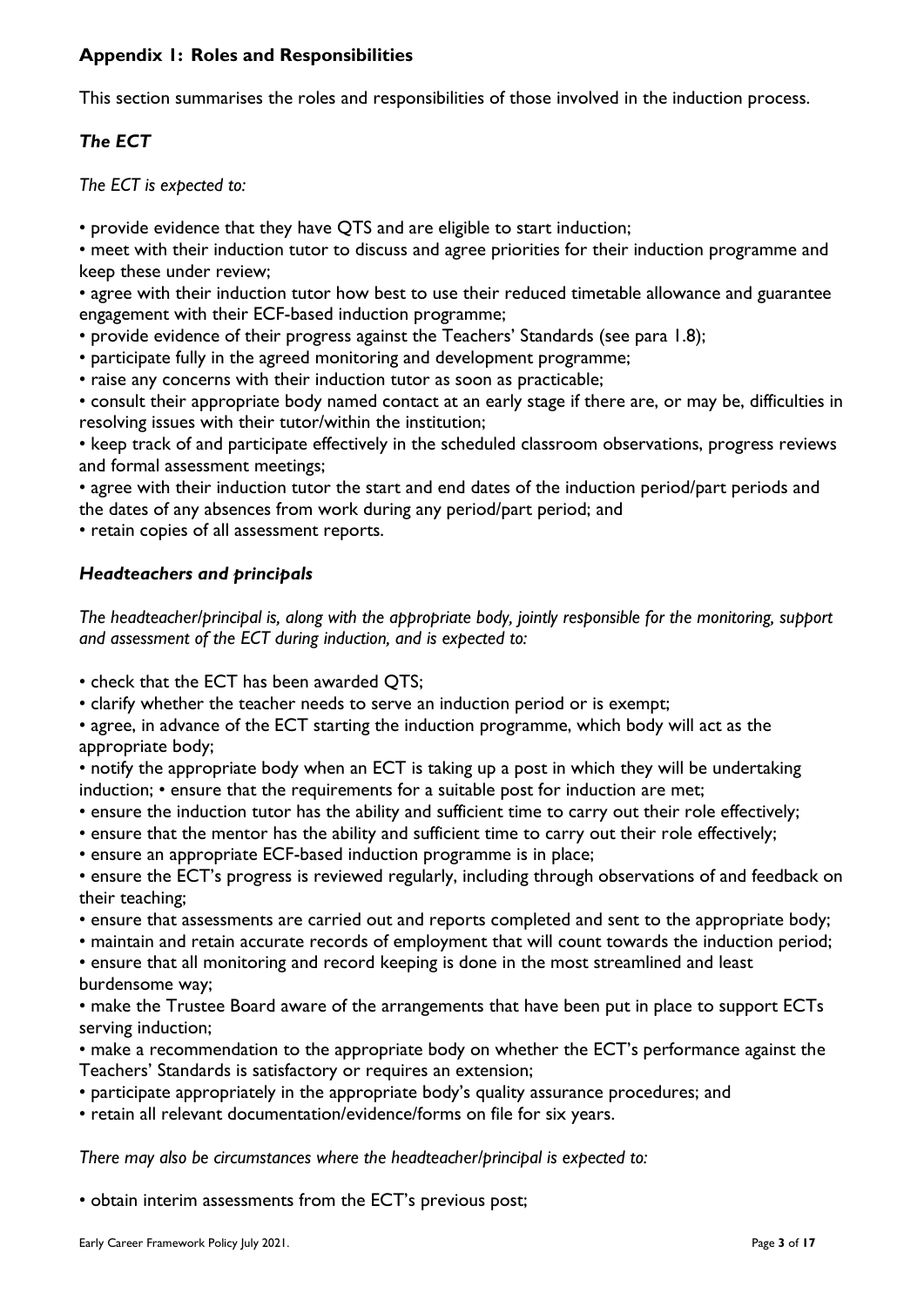## Appendix 1: Roles and Responsibilities

This section summarises the roles and responsibilities of those involved in the induction process.

### *The ECT*

*The ECT is expected to:*

- provide evidence that they have QTS and are eligible to start induction;
- meet with their induction tutor to discuss and agree priorities for their induction programme and keep these under review;
- agree with their induction tutor how best to use their reduced timetable allowance and guarantee engagement with their ECF-based induction programme;
- provide evidence of their progress against the Teachers' Standards (see para 1.8);
- participate fully in the agreed monitoring and development programme;
- raise any concerns with their induction tutor as soon as practicable;
- consult their appropriate body named contact at an early stage if there are, or may be, difficulties in resolving issues with their tutor/within the institution;
- keep track of and participate effectively in the scheduled classroom observations, progress reviews and formal assessment meetings;
- agree with their induction tutor the start and end dates of the induction period/part periods and the dates of any absences from work during any period/part period; and
- retain copies of all assessment reports.

### *Headteachers and principals*

*The headteacher/principal is, along with the appropriate body, jointly responsible for the monitoring, support and assessment of the ECT during induction, and is expected to:*

- check that the ECT has been awarded QTS;
- clarify whether the teacher needs to serve an induction period or is exempt;
- agree, in advance of the ECT starting the induction programme, which body will act as the appropriate body;
- notify the appropriate body when an ECT is taking up a post in which they will be undertaking induction;
- ensure that the requirements for a suitable post for induction are met;
- ensure the induction tutor has the ability and sufficient time to carry out their role effectively;
- ensure that the mentor has the ability and sufficient time to carry out their role effectively;
- ensure an appropriate ECF-based induction programme is in place;
- ensure the ECT's progress is reviewed regularly, including through observations of and feedback on their teaching;
- ensure that assessments are carried out and reports completed and sent to the appropriate body;
- maintain and retain accurate records of employment that will count towards the induction period;
- ensure that all monitoring and record keeping is done in the most streamlined and least burdensome way;
- make the Trustee Board aware of the arrangements that have been put in place to support ECTs serving induction;
- make a recommendation to the appropriate body on whether the ECT's performance against the Teachers' Standards is satisfactory or requires an extension;
- participate appropriately in the appropriate body's quality assurance procedures; and
- retain all relevant documentation/evidence/forms on file for six years.

*There may also be circumstances where the headteacher/principal is expected to:*

- obtain interim assessments from the ECT's previous post;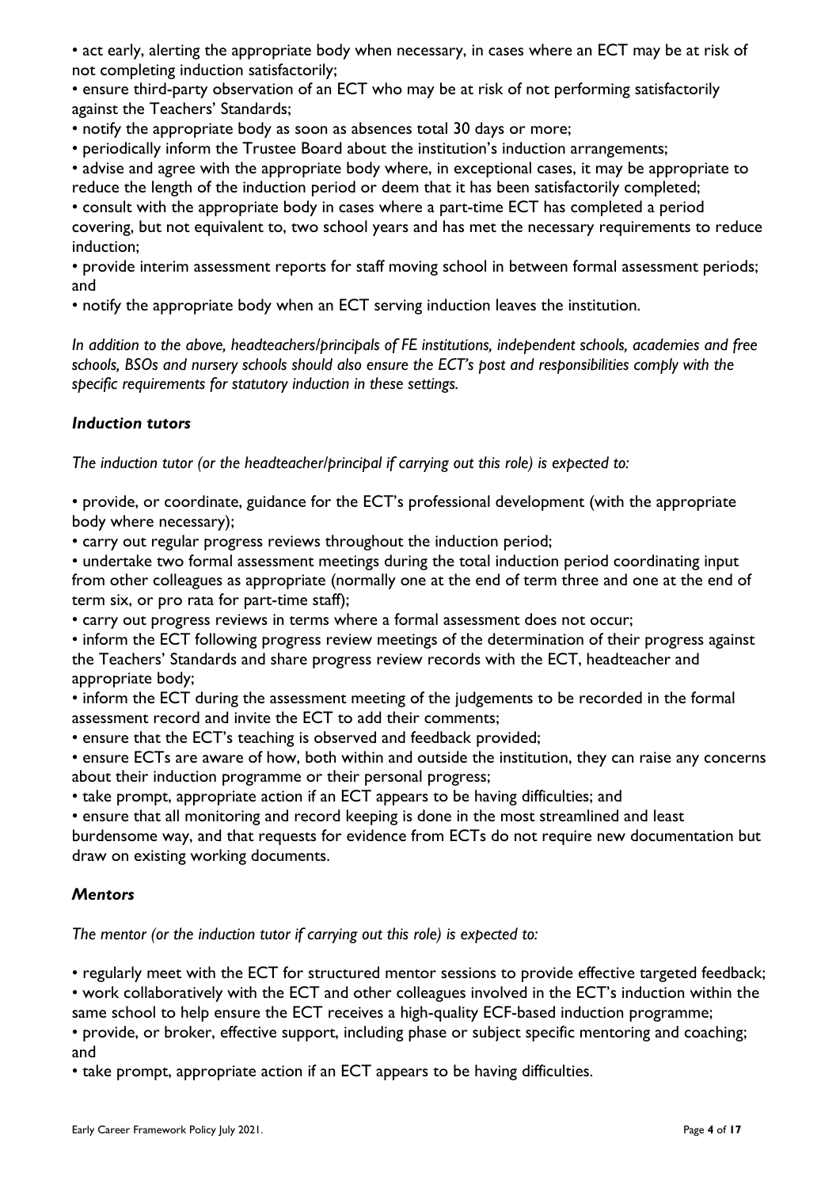- act early, alerting the appropriate body when necessary, in cases where an ECT may be at risk of not completing induction satisfactorily;
- ensure third-party observation of an ECT who may be at risk of not performing satisfactorily against the Teachers' Standards;
- notify the appropriate body as soon as absences total 30 days or more;
- periodically inform the Trustee Board about the institution's induction arrangements;
- advise and agree with the appropriate body where, in exceptional cases, it may be appropriate to reduce the length of the induction period or deem that it has been satisfactorily completed;
- consult with the appropriate body in cases where a part-time ECT has completed a period covering, but not equivalent to, two school years and has met the necessary requirements to reduce induction;
- provide interim assessment reports for staff moving school in between formal assessment periods; and
- notify the appropriate body when an ECT serving induction leaves the institution.

*In addition to the above, headteachers/principals of FE institutions, independent schools, academies and free schools, BSOs and nursery schools should also ensure the ECT's post and responsibilities comply with the specific requirements for statutory induction in these settings.*

### *Induction tutors*

*The induction tutor (or the headteacher/principal if carrying out this role) is expected to:*

- provide, or coordinate, guidance for the ECT's professional development (with the appropriate body where necessary);
- carry out regular progress reviews throughout the induction period;
- undertake two formal assessment meetings during the total induction period coordinating input from other colleagues as appropriate (normally one at the end of term three and one at the end of term six, or pro rata for part-time staff);
- carry out progress reviews in terms where a formal assessment does not occur;
- inform the ECT following progress review meetings of the determination of their progress against the Teachers' Standards and share progress review records with the ECT, headteacher and appropriate body;
- inform the ECT during the assessment meeting of the judgements to be recorded in the formal assessment record and invite the ECT to add their comments;
- ensure that the ECT's teaching is observed and feedback provided;
- ensure ECTs are aware of how, both within and outside the institution, they can raise any concerns about their induction programme or their personal progress;
- take prompt, appropriate action if an ECT appears to be having difficulties; and
- ensure that all monitoring and record keeping is done in the most streamlined and least burdensome way, and that requests for evidence from ECTs do not require new documentation but draw on existing working documents.

### *Mentors*

*The mentor (or the induction tutor if carrying out this role) is expected to:*

- regularly meet with the ECT for structured mentor sessions to provide effective targeted feedback;
- work collaboratively with the ECT and other colleagues involved in the ECT's induction within the same school to help ensure the ECT receives a high-quality ECF-based induction programme;
- provide, or broker, effective support, including phase or subject specific mentoring and coaching; and
- take prompt, appropriate action if an ECT appears to be having difficulties.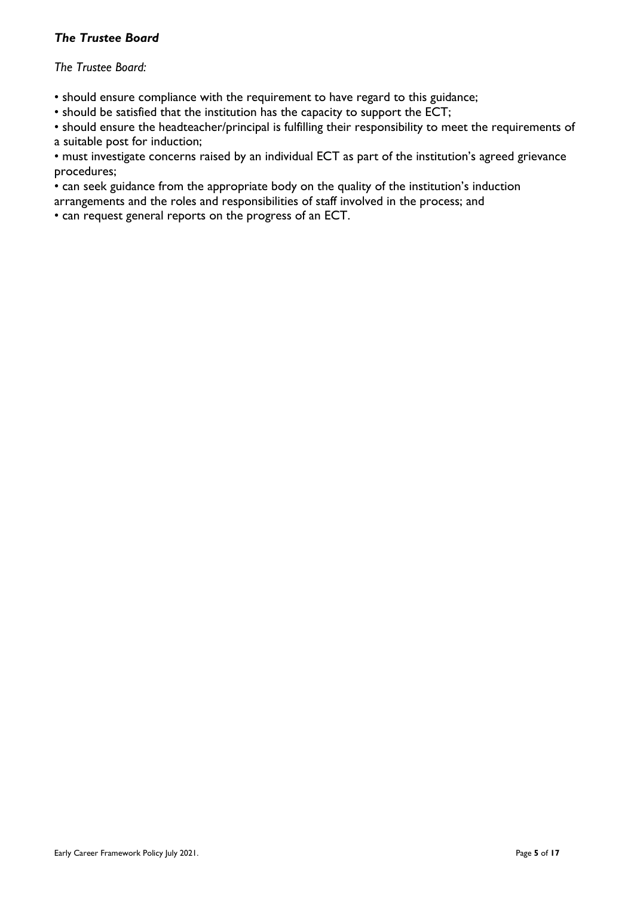### ***The Trustee Board***

*The Trustee Board:*

- should ensure compliance with the requirement to have regard to this guidance;
- should be satisfied that the institution has the capacity to support the ECT;
- should ensure the headteacher/principal is fulfilling their responsibility to meet the requirements of a suitable post for induction;
- must investigate concerns raised by an individual ECT as part of the institution's agreed grievance procedures;
- can seek guidance from the appropriate body on the quality of the institution's induction arrangements and the roles and responsibilities of staff involved in the process; and
- can request general reports on the progress of an ECT.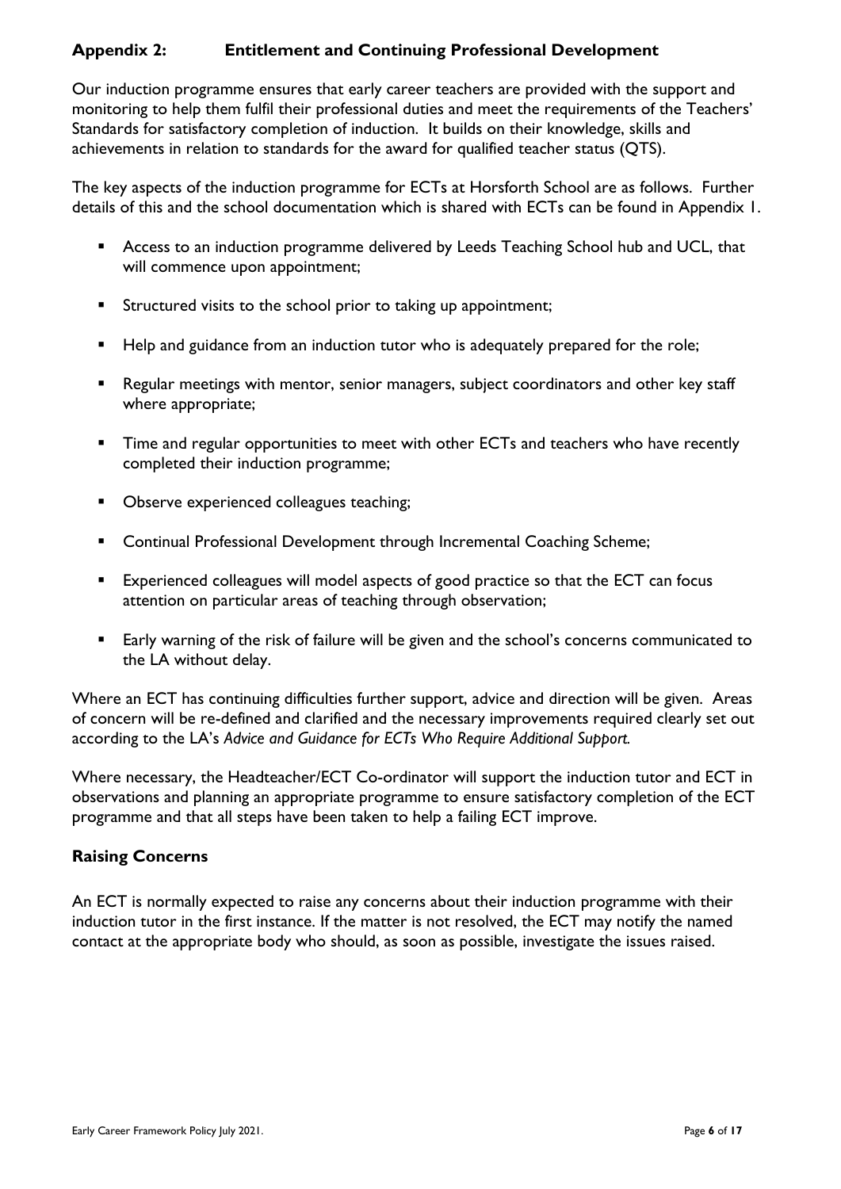## Appendix 2: Entitlement and Continuing Professional Development

Our induction programme ensures that early career teachers are provided with the support and monitoring to help them fulfil their professional duties and meet the requirements of the Teachers' Standards for satisfactory completion of induction. It builds on their knowledge, skills and achievements in relation to standards for the award for qualified teacher status (QTS).

The key aspects of the induction programme for ECTs at Horsforth School are as follows. Further details of this and the school documentation which is shared with ECTs can be found in Appendix 1.

- Access to an induction programme delivered by Leeds Teaching School hub and UCL, that will commence upon appointment;
- Structured visits to the school prior to taking up appointment;
- Help and guidance from an induction tutor who is adequately prepared for the role;
- Regular meetings with mentor, senior managers, subject coordinators and other key staff where appropriate;
- Time and regular opportunities to meet with other ECTs and teachers who have recently completed their induction programme;
- Observe experienced colleagues teaching;
- Continual Professional Development through Incremental Coaching Scheme;
- Experienced colleagues will model aspects of good practice so that the ECT can focus attention on particular areas of teaching through observation;
- Early warning of the risk of failure will be given and the school's concerns communicated to the LA without delay.

Where an ECT has continuing difficulties further support, advice and direction will be given. Areas of concern will be re-defined and clarified and the necessary improvements required clearly set out according to the LA's *Advice and Guidance for ECTs Who Require Additional Support.*

Where necessary, the Headteacher/ECT Co-ordinator will support the induction tutor and ECT in observations and planning an appropriate programme to ensure satisfactory completion of the ECT programme and that all steps have been taken to help a failing ECT improve.

### Raising Concerns

An ECT is normally expected to raise any concerns about their induction programme with their induction tutor in the first instance. If the matter is not resolved, the ECT may notify the named contact at the appropriate body who should, as soon as possible, investigate the issues raised.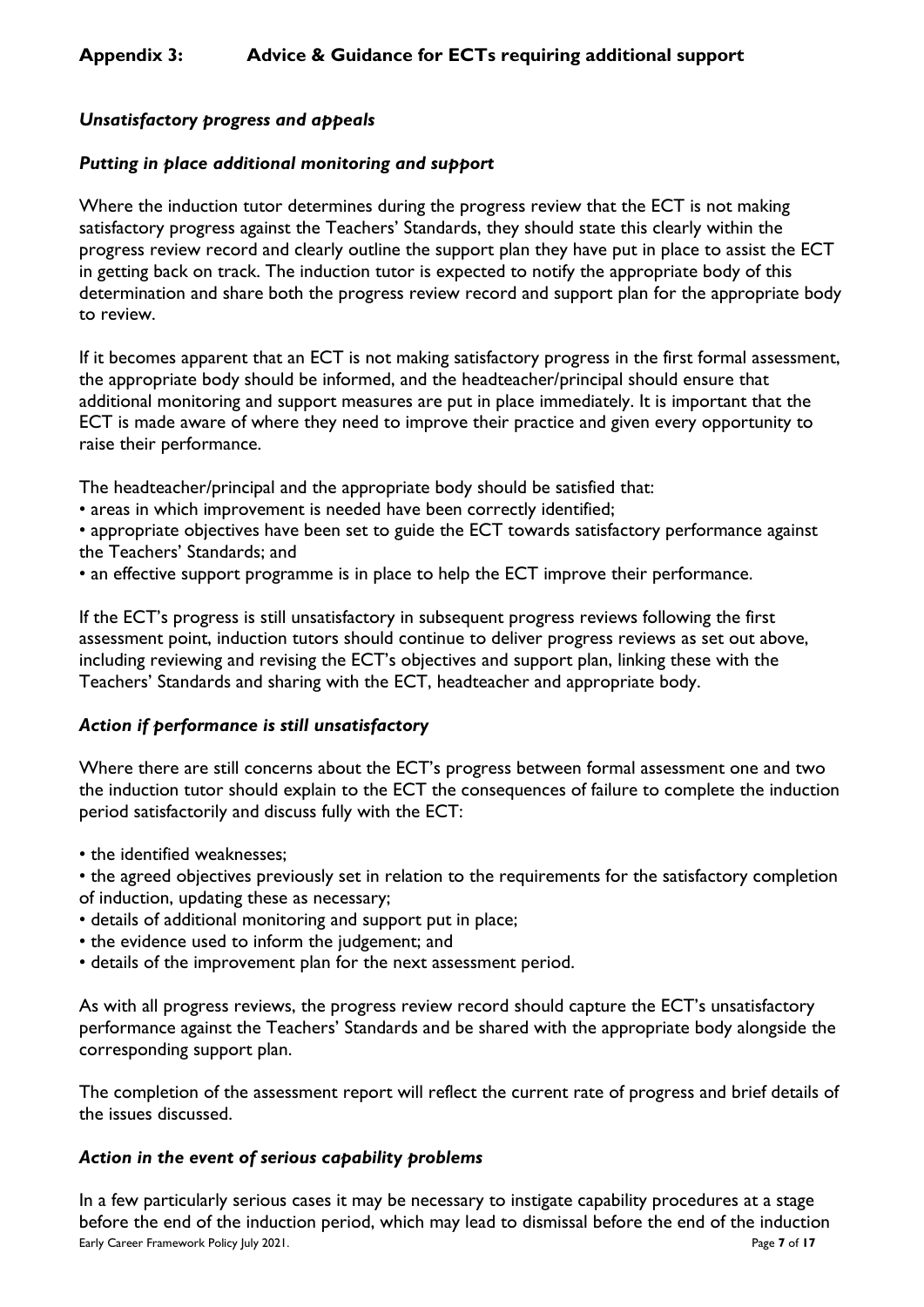## Appendix 3: Advice & Guidance for ECTs requiring additional support

### *Unsatisfactory progress and appeals*

### *Putting in place additional monitoring and support*

Where the induction tutor determines during the progress review that the ECT is not making satisfactory progress against the Teachers' Standards, they should state this clearly within the progress review record and clearly outline the support plan they have put in place to assist the ECT in getting back on track. The induction tutor is expected to notify the appropriate body of this determination and share both the progress review record and support plan for the appropriate body to review.

If it becomes apparent that an ECT is not making satisfactory progress in the first formal assessment, the appropriate body should be informed, and the headteacher/principal should ensure that additional monitoring and support measures are put in place immediately. It is important that the ECT is made aware of where they need to improve their practice and given every opportunity to raise their performance.

The headteacher/principal and the appropriate body should be satisfied that:

- areas in which improvement is needed have been correctly identified;
- appropriate objectives have been set to guide the ECT towards satisfactory performance against the Teachers' Standards; and
- an effective support programme is in place to help the ECT improve their performance.

If the ECT's progress is still unsatisfactory in subsequent progress reviews following the first assessment point, induction tutors should continue to deliver progress reviews as set out above, including reviewing and revising the ECT's objectives and support plan, linking these with the Teachers' Standards and sharing with the ECT, headteacher and appropriate body.

### *Action if performance is still unsatisfactory*

Where there are still concerns about the ECT's progress between formal assessment one and two the induction tutor should explain to the ECT the consequences of failure to complete the induction period satisfactorily and discuss fully with the ECT:

- the identified weaknesses;
- the agreed objectives previously set in relation to the requirements for the satisfactory completion of induction, updating these as necessary;
- details of additional monitoring and support put in place;
- the evidence used to inform the judgement; and
- details of the improvement plan for the next assessment period.

As with all progress reviews, the progress review record should capture the ECT's unsatisfactory performance against the Teachers' Standards and be shared with the appropriate body alongside the corresponding support plan.

The completion of the assessment report will reflect the current rate of progress and brief details of the issues discussed.

### *Action in the event of serious capability problems*

In a few particularly serious cases it may be necessary to instigate capability procedures at a stage before the end of the induction period, which may lead to dismissal before the end of the induction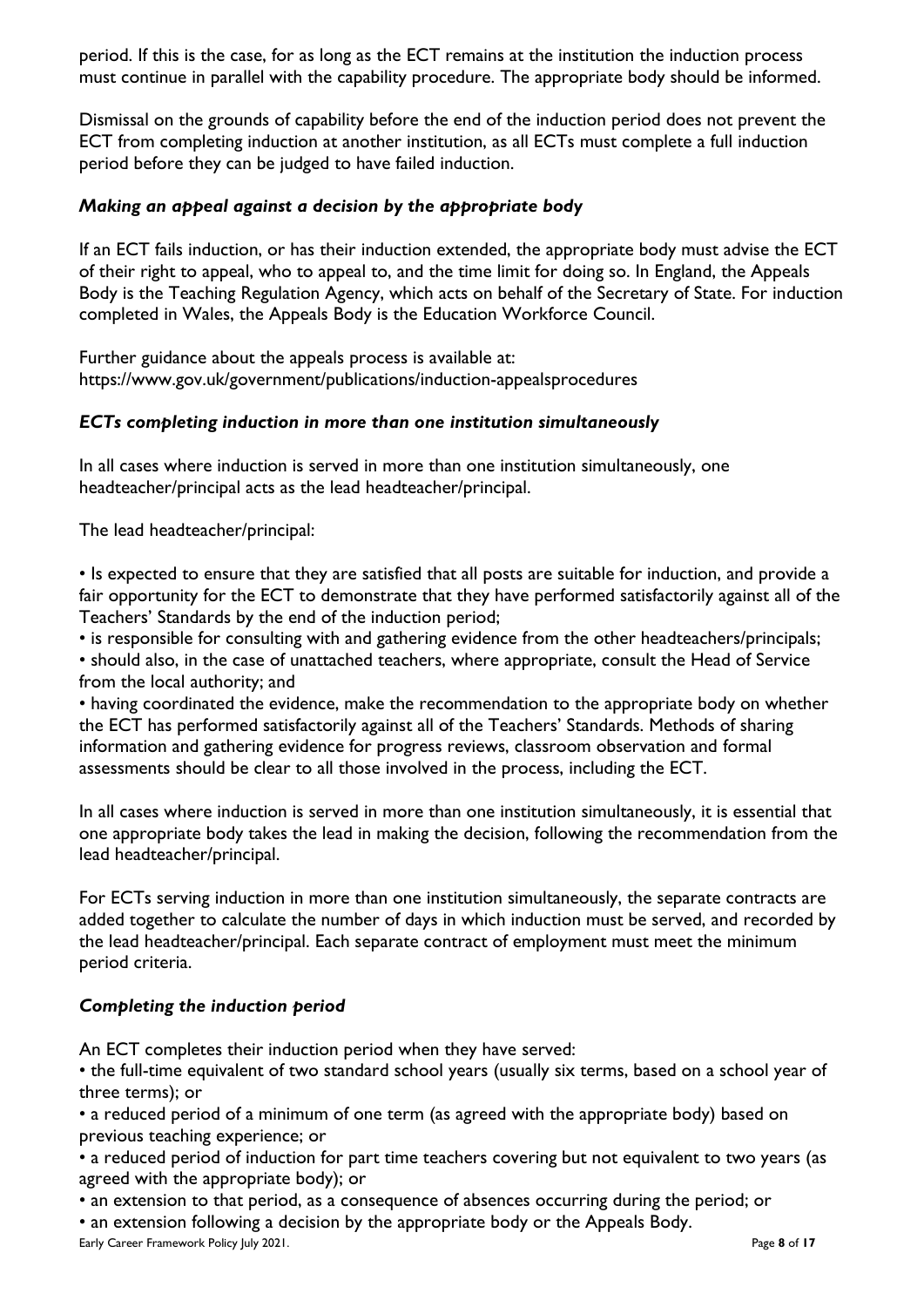period. If this is the case, for as long as the ECT remains at the institution the induction process must continue in parallel with the capability procedure. The appropriate body should be informed.

Dismissal on the grounds of capability before the end of the induction period does not prevent the ECT from completing induction at another institution, as all ECTs must complete a full induction period before they can be judged to have failed induction.

### *Making an appeal against a decision by the appropriate body*

If an ECT fails induction, or has their induction extended, the appropriate body must advise the ECT of their right to appeal, who to appeal to, and the time limit for doing so. In England, the Appeals Body is the Teaching Regulation Agency, which acts on behalf of the Secretary of State. For induction completed in Wales, the Appeals Body is the Education Workforce Council.

Further guidance about the appeals process is available at: https://www.gov.uk/government/publications/induction-appealsprocedures

### *ECTs completing induction in more than one institution simultaneously*

In all cases where induction is served in more than one institution simultaneously, one headteacher/principal acts as the lead headteacher/principal.

The lead headteacher/principal:

- Is expected to ensure that they are satisfied that all posts are suitable for induction, and provide a fair opportunity for the ECT to demonstrate that they have performed satisfactorily against all of the Teachers' Standards by the end of the induction period;
- is responsible for consulting with and gathering evidence from the other headteachers/principals;
- should also, in the case of unattached teachers, where appropriate, consult the Head of Service from the local authority; and
- having coordinated the evidence, make the recommendation to the appropriate body on whether the ECT has performed satisfactorily against all of the Teachers' Standards. Methods of sharing information and gathering evidence for progress reviews, classroom observation and formal assessments should be clear to all those involved in the process, including the ECT.

In all cases where induction is served in more than one institution simultaneously, it is essential that one appropriate body takes the lead in making the decision, following the recommendation from the lead headteacher/principal.

For ECTs serving induction in more than one institution simultaneously, the separate contracts are added together to calculate the number of days in which induction must be served, and recorded by the lead headteacher/principal. Each separate contract of employment must meet the minimum period criteria.

### *Completing the induction period*

An ECT completes their induction period when they have served:

- the full-time equivalent of two standard school years (usually six terms, based on a school year of three terms); or
- a reduced period of a minimum of one term (as agreed with the appropriate body) based on previous teaching experience; or
- a reduced period of induction for part time teachers covering but not equivalent to two years (as agreed with the appropriate body); or
- an extension to that period, as a consequence of absences occurring during the period; or
- an extension following a decision by the appropriate body or the Appeals Body.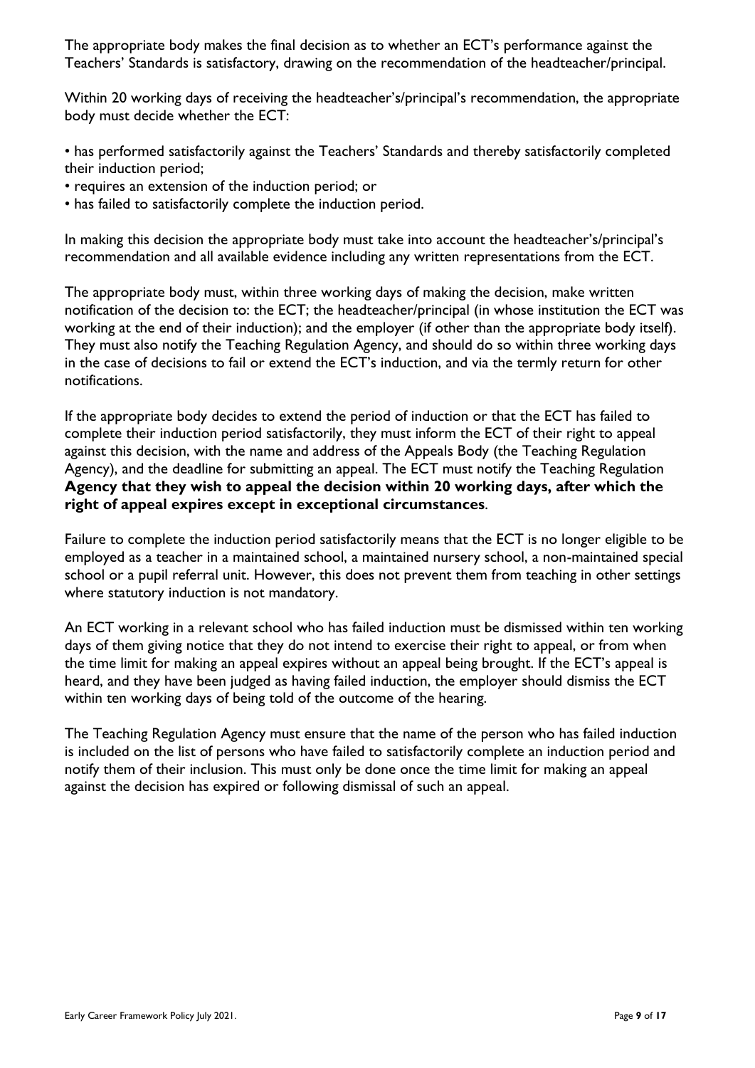The appropriate body makes the final decision as to whether an ECT's performance against the Teachers' Standards is satisfactory, drawing on the recommendation of the headteacher/principal.

Within 20 working days of receiving the headteacher's/principal's recommendation, the appropriate body must decide whether the ECT:

- has performed satisfactorily against the Teachers' Standards and thereby satisfactorily completed their induction period;
- requires an extension of the induction period; or
- has failed to satisfactorily complete the induction period.

In making this decision the appropriate body must take into account the headteacher's/principal's recommendation and all available evidence including any written representations from the ECT.

The appropriate body must, within three working days of making the decision, make written notification of the decision to: the ECT; the headteacher/principal (in whose institution the ECT was working at the end of their induction); and the employer (if other than the appropriate body itself). They must also notify the Teaching Regulation Agency, and should do so within three working days in the case of decisions to fail or extend the ECT's induction, and via the termly return for other notifications.

If the appropriate body decides to extend the period of induction or that the ECT has failed to complete their induction period satisfactorily, they must inform the ECT of their right to appeal against this decision, with the name and address of the Appeals Body (the Teaching Regulation Agency), and the deadline for submitting an appeal. The ECT must notify the Teaching Regulation **Agency that they wish to appeal the decision within 20 working days, after which the right of appeal expires except in exceptional circumstances**.

Failure to complete the induction period satisfactorily means that the ECT is no longer eligible to be employed as a teacher in a maintained school, a maintained nursery school, a non-maintained special school or a pupil referral unit. However, this does not prevent them from teaching in other settings where statutory induction is not mandatory.

An ECT working in a relevant school who has failed induction must be dismissed within ten working days of them giving notice that they do not intend to exercise their right to appeal, or from when the time limit for making an appeal expires without an appeal being brought. If the ECT's appeal is heard, and they have been judged as having failed induction, the employer should dismiss the ECT within ten working days of being told of the outcome of the hearing.

The Teaching Regulation Agency must ensure that the name of the person who has failed induction is included on the list of persons who have failed to satisfactorily complete an induction period and notify them of their inclusion. This must only be done once the time limit for making an appeal against the decision has expired or following dismissal of such an appeal.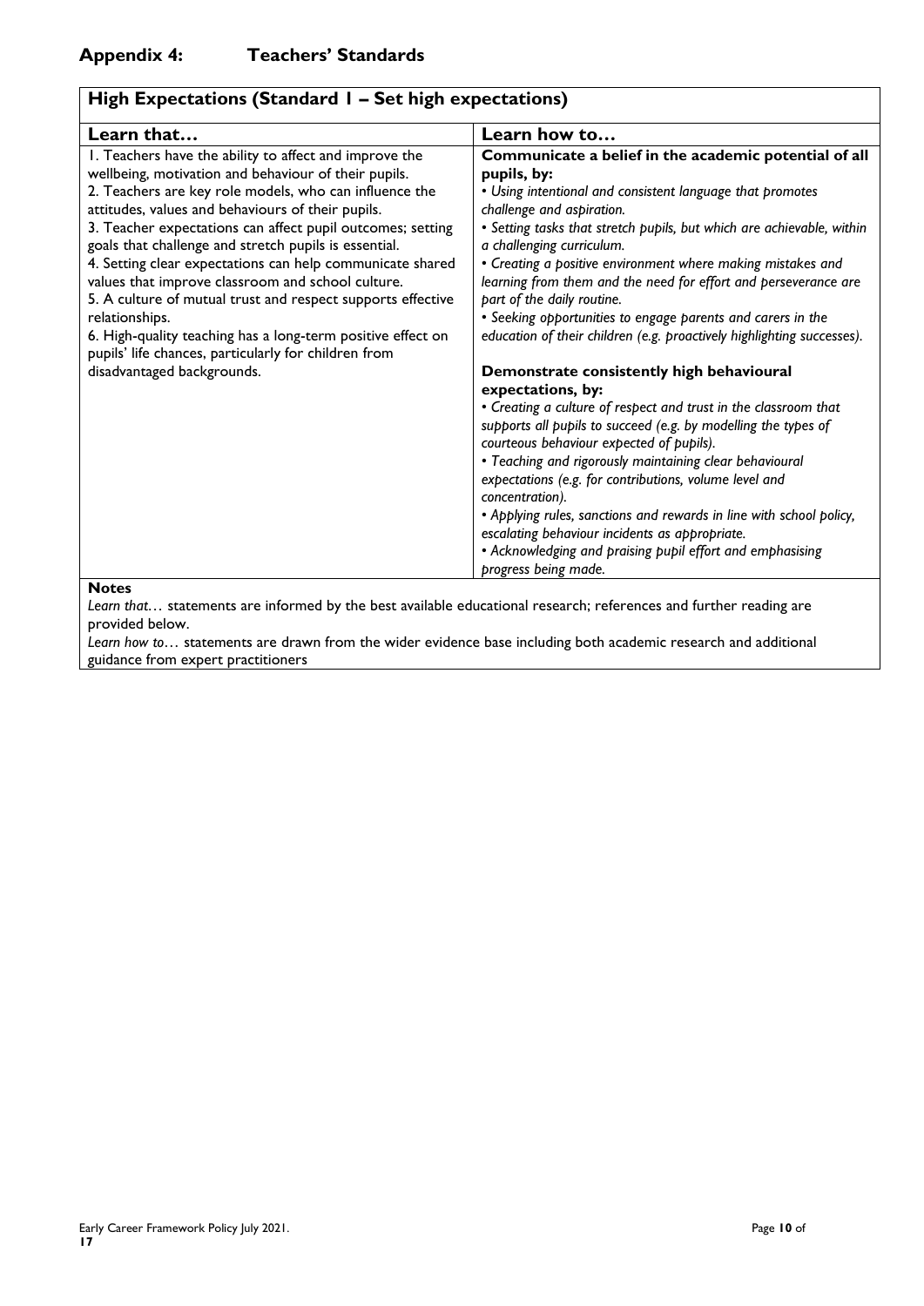## Appendix 4: Teachers' Standards

| High Expectations (Standard 1 – Set high expectations) | |
|---|---|
| **Learn that…** | **Learn how to…** |
| 1. Teachers have the ability to affect and improve the wellbeing, motivation and behaviour of their pupils.<br>2. Teachers are key role models, who can influence the attitudes, values and behaviours of their pupils.<br>3. Teacher expectations can affect pupil outcomes; setting goals that challenge and stretch pupils is essential.<br>4. Setting clear expectations can help communicate shared values that improve classroom and school culture.<br>5. A culture of mutual trust and respect supports effective relationships.<br>6. High-quality teaching has a long-term positive effect on pupils' life chances, particularly for children from disadvantaged backgrounds. | **Communicate a belief in the academic potential of all pupils, by:**<br>*• Using intentional and consistent language that promotes challenge and aspiration.*<br>*• Setting tasks that stretch pupils, but which are achievable, within a challenging curriculum.*<br>*• Creating a positive environment where making mistakes and learning from them and the need for effort and perseverance are part of the daily routine.*<br>*• Seeking opportunities to engage parents and carers in the education of their children (e.g. proactively highlighting successes).*<br><br>**Demonstrate consistently high behavioural expectations, by:**<br>*• Creating a culture of respect and trust in the classroom that supports all pupils to succeed (e.g. by modelling the types of courteous behaviour expected of pupils).*<br>*• Teaching and rigorously maintaining clear behavioural expectations (e.g. for contributions, volume level and concentration).*<br>*• Applying rules, sanctions and rewards in line with school policy, escalating behaviour incidents as appropriate.*<br>*• Acknowledging and praising pupil effort and emphasising progress being made.* |

**Notes**

*Learn that…* statements are informed by the best available educational research; references and further reading are provided below.

*Learn how to…* statements are drawn from the wider evidence base including both academic research and additional guidance from expert practitioners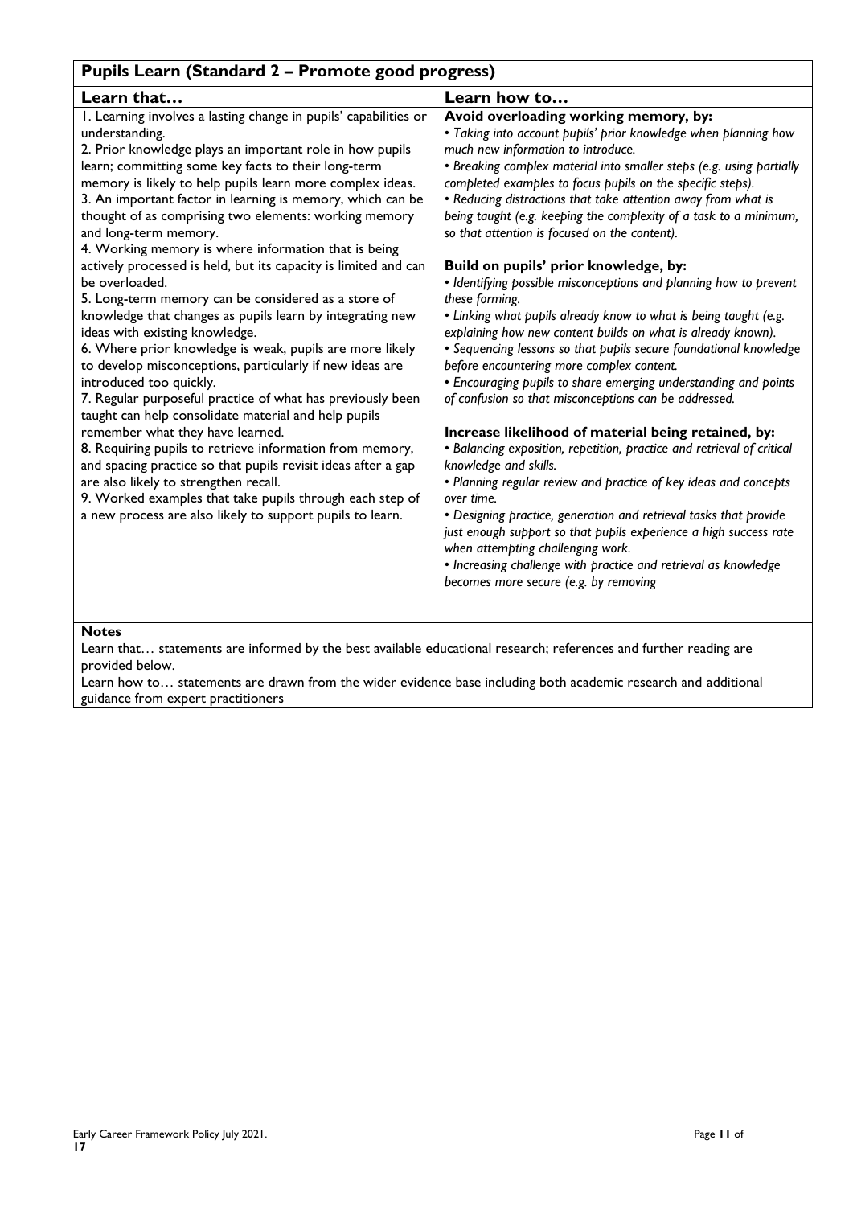| Pupils Learn (Standard 2 – Promote good progress) | |
|---|---|
| **Learn that…** | **Learn how to…** |
| 1. Learning involves a lasting change in pupils' capabilities or understanding.<br>2. Prior knowledge plays an important role in how pupils learn; committing some key facts to their long-term memory is likely to help pupils learn more complex ideas.<br>3. An important factor in learning is memory, which can be thought of as comprising two elements: working memory and long-term memory.<br>4. Working memory is where information that is being actively processed is held, but its capacity is limited and can be overloaded.<br>5. Long-term memory can be considered as a store of knowledge that changes as pupils learn by integrating new ideas with existing knowledge.<br>6. Where prior knowledge is weak, pupils are more likely to develop misconceptions, particularly if new ideas are introduced too quickly.<br>7. Regular purposeful practice of what has previously been taught can help consolidate material and help pupils remember what they have learned.<br>8. Requiring pupils to retrieve information from memory, and spacing practice so that pupils revisit ideas after a gap are also likely to strengthen recall.<br>9. Worked examples that take pupils through each step of a new process are also likely to support pupils to learn. | **Avoid overloading working memory, by:**<br>*• Taking into account pupils' prior knowledge when planning how much new information to introduce.*<br>*• Breaking complex material into smaller steps (e.g. using partially completed examples to focus pupils on the specific steps).*<br>*• Reducing distractions that take attention away from what is being taught (e.g. keeping the complexity of a task to a minimum, so that attention is focused on the content).*<br><br>**Build on pupils' prior knowledge, by:**<br>*• Identifying possible misconceptions and planning how to prevent these forming.*<br>*• Linking what pupils already know to what is being taught (e.g. explaining how new content builds on what is already known).*<br>*• Sequencing lessons so that pupils secure foundational knowledge before encountering more complex content.*<br>*• Encouraging pupils to share emerging understanding and points of confusion so that misconceptions can be addressed.*<br><br>**Increase likelihood of material being retained, by:**<br>*• Balancing exposition, repetition, practice and retrieval of critical knowledge and skills.*<br>*• Planning regular review and practice of key ideas and concepts over time.*<br>*• Designing practice, generation and retrieval tasks that provide just enough support so that pupils experience a high success rate when attempting challenging work.*<br>*• Increasing challenge with practice and retrieval as knowledge becomes more secure (e.g. by removing* |

**Notes**

Learn that… statements are informed by the best available educational research; references and further reading are provided below.

Learn how to… statements are drawn from the wider evidence base including both academic research and additional guidance from expert practitioners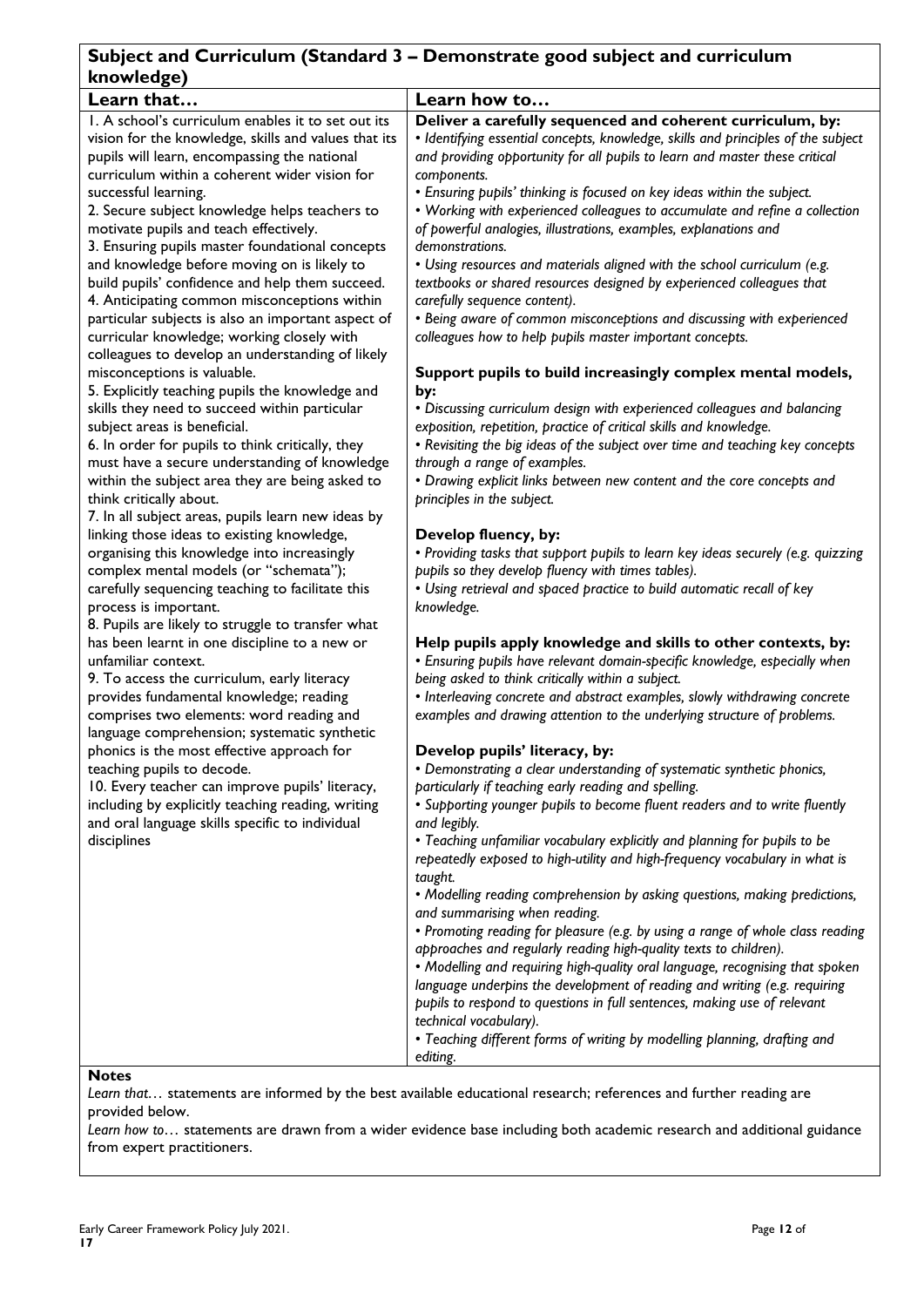## Subject and Curriculum (Standard 3 – Demonstrate good subject and curriculum knowledge)

| Learn that… | Learn how to… |
| --- | --- |
| 1. A school's curriculum enables it to set out its vision for the knowledge, skills and values that its pupils will learn, encompassing the national curriculum within a coherent wider vision for successful learning.<br>2. Secure subject knowledge helps teachers to motivate pupils and teach effectively.<br>3. Ensuring pupils master foundational concepts and knowledge before moving on is likely to build pupils' confidence and help them succeed.<br>4. Anticipating common misconceptions within particular subjects is also an important aspect of curricular knowledge; working closely with colleagues to develop an understanding of likely misconceptions is valuable.<br>5. Explicitly teaching pupils the knowledge and skills they need to succeed within particular subject areas is beneficial.<br>6. In order for pupils to think critically, they must have a secure understanding of knowledge within the subject area they are being asked to think critically about.<br>7. In all subject areas, pupils learn new ideas by linking those ideas to existing knowledge, organising this knowledge into increasingly complex mental models (or "schemata"); carefully sequencing teaching to facilitate this process is important.<br>8. Pupils are likely to struggle to transfer what has been learnt in one discipline to a new or unfamiliar context.<br>9. To access the curriculum, early literacy provides fundamental knowledge; reading comprises two elements: word reading and language comprehension; systematic synthetic phonics is the most effective approach for teaching pupils to decode.<br>10. Every teacher can improve pupils' literacy, including by explicitly teaching reading, writing and oral language skills specific to individual disciplines | **Deliver a carefully sequenced and coherent curriculum, by:**<br>*• Identifying essential concepts, knowledge, skills and principles of the subject and providing opportunity for all pupils to learn and master these critical components.*<br>*• Ensuring pupils' thinking is focused on key ideas within the subject.*<br>*• Working with experienced colleagues to accumulate and refine a collection of powerful analogies, illustrations, examples, explanations and demonstrations.*<br>*• Using resources and materials aligned with the school curriculum (e.g. textbooks or shared resources designed by experienced colleagues that carefully sequence content).*<br>*• Being aware of common misconceptions and discussing with experienced colleagues how to help pupils master important concepts.*<br><br>**Support pupils to build increasingly complex mental models, by:**<br>*• Discussing curriculum design with experienced colleagues and balancing exposition, repetition, practice of critical skills and knowledge.*<br>*• Revisiting the big ideas of the subject over time and teaching key concepts through a range of examples.*<br>*• Drawing explicit links between new content and the core concepts and principles in the subject.*<br><br>**Develop fluency, by:**<br>*• Providing tasks that support pupils to learn key ideas securely (e.g. quizzing pupils so they develop fluency with times tables).*<br>*• Using retrieval and spaced practice to build automatic recall of key knowledge.*<br><br>**Help pupils apply knowledge and skills to other contexts, by:**<br>*• Ensuring pupils have relevant domain-specific knowledge, especially when being asked to think critically within a subject.*<br>*• Interleaving concrete and abstract examples, slowly withdrawing concrete examples and drawing attention to the underlying structure of problems.*<br><br>**Develop pupils' literacy, by:**<br>*• Demonstrating a clear understanding of systematic synthetic phonics, particularly if teaching early reading and spelling.*<br>*• Supporting younger pupils to become fluent readers and to write fluently and legibly.*<br>*• Teaching unfamiliar vocabulary explicitly and planning for pupils to be repeatedly exposed to high-utility and high-frequency vocabulary in what is taught.*<br>*• Modelling reading comprehension by asking questions, making predictions, and summarising when reading.*<br>*• Promoting reading for pleasure (e.g. by using a range of whole class reading approaches and regularly reading high-quality texts to children).*<br>*• Modelling and requiring high-quality oral language, recognising that spoken language underpins the development of reading and writing (e.g. requiring pupils to respond to questions in full sentences, making use of relevant technical vocabulary).*<br>*• Teaching different forms of writing by modelling planning, drafting and editing.* |

**Notes**

*Learn that…* statements are informed by the best available educational research; references and further reading are provided below.

*Learn how to…* statements are drawn from a wider evidence base including both academic research and additional guidance from expert practitioners.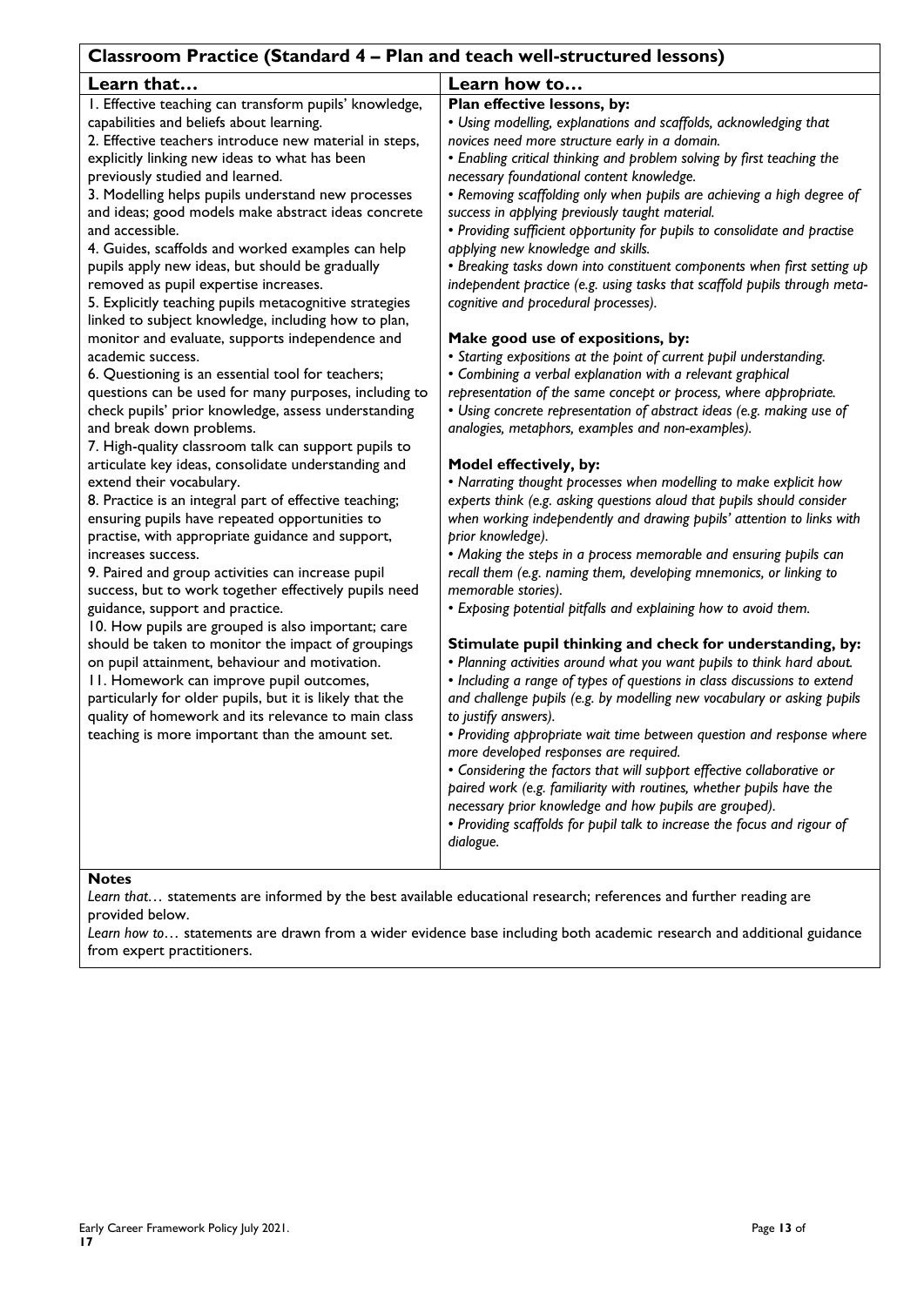## Classroom Practice (Standard 4 – Plan and teach well-structured lessons)

| Learn that… | Learn how to… |
|---|---|
| 1. Effective teaching can transform pupils' knowledge, capabilities and beliefs about learning.<br>2. Effective teachers introduce new material in steps, explicitly linking new ideas to what has been previously studied and learned.<br>3. Modelling helps pupils understand new processes and ideas; good models make abstract ideas concrete and accessible.<br>4. Guides, scaffolds and worked examples can help pupils apply new ideas, but should be gradually removed as pupil expertise increases.<br>5. Explicitly teaching pupils metacognitive strategies linked to subject knowledge, including how to plan, monitor and evaluate, supports independence and academic success.<br>6. Questioning is an essential tool for teachers; questions can be used for many purposes, including to check pupils' prior knowledge, assess understanding and break down problems.<br>7. High-quality classroom talk can support pupils to articulate key ideas, consolidate understanding and extend their vocabulary.<br>8. Practice is an integral part of effective teaching; ensuring pupils have repeated opportunities to practise, with appropriate guidance and support, increases success.<br>9. Paired and group activities can increase pupil success, but to work together effectively pupils need guidance, support and practice.<br>10. How pupils are grouped is also important; care should be taken to monitor the impact of groupings on pupil attainment, behaviour and motivation.<br>11. Homework can improve pupil outcomes, particularly for older pupils, but it is likely that the quality of homework and its relevance to main class teaching is more important than the amount set. | **Plan effective lessons, by:**<br>• *Using modelling, explanations and scaffolds, acknowledging that novices need more structure early in a domain.*<br>• *Enabling critical thinking and problem solving by first teaching the necessary foundational content knowledge.*<br>• *Removing scaffolding only when pupils are achieving a high degree of success in applying previously taught material.*<br>• *Providing sufficient opportunity for pupils to consolidate and practise applying new knowledge and skills.*<br>• *Breaking tasks down into constituent components when first setting up independent practice (e.g. using tasks that scaffold pupils through meta-cognitive and procedural processes).*<br><br>**Make good use of expositions, by:**<br>• *Starting expositions at the point of current pupil understanding.*<br>• *Combining a verbal explanation with a relevant graphical representation of the same concept or process, where appropriate.*<br>• *Using concrete representation of abstract ideas (e.g. making use of analogies, metaphors, examples and non-examples).*<br><br>**Model effectively, by:**<br>• *Narrating thought processes when modelling to make explicit how experts think (e.g. asking questions aloud that pupils should consider when working independently and drawing pupils' attention to links with prior knowledge).*<br>• *Making the steps in a process memorable and ensuring pupils can recall them (e.g. naming them, developing mnemonics, or linking to memorable stories).*<br>• *Exposing potential pitfalls and explaining how to avoid them.*<br><br>**Stimulate pupil thinking and check for understanding, by:**<br>• *Planning activities around what you want pupils to think hard about.*<br>• *Including a range of types of questions in class discussions to extend and challenge pupils (e.g. by modelling new vocabulary or asking pupils to justify answers).*<br>• *Providing appropriate wait time between question and response where more developed responses are required.*<br>• *Considering the factors that will support effective collaborative or paired work (e.g. familiarity with routines, whether pupils have the necessary prior knowledge and how pupils are grouped).*<br>• *Providing scaffolds for pupil talk to increase the focus and rigour of dialogue.* |

**Notes**

*Learn that…* statements are informed by the best available educational research; references and further reading are provided below.

*Learn how to…* statements are drawn from a wider evidence base including both academic research and additional guidance from expert practitioners.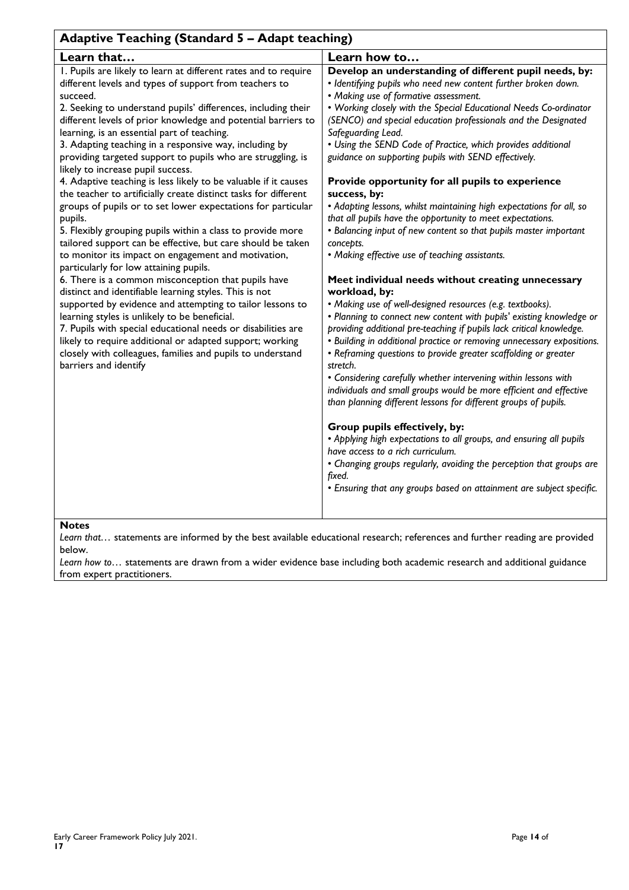| **Adaptive Teaching (Standard 5 – Adapt teaching)** | |
|---|---|
| **Learn that…** | **Learn how to…** |
| 1. Pupils are likely to learn at different rates and to require different levels and types of support from teachers to succeed.<br>2. Seeking to understand pupils' differences, including their different levels of prior knowledge and potential barriers to learning, is an essential part of teaching.<br>3. Adapting teaching in a responsive way, including by providing targeted support to pupils who are struggling, is likely to increase pupil success.<br>4. Adaptive teaching is less likely to be valuable if it causes the teacher to artificially create distinct tasks for different groups of pupils or to set lower expectations for particular pupils.<br>5. Flexibly grouping pupils within a class to provide more tailored support can be effective, but care should be taken to monitor its impact on engagement and motivation, particularly for low attaining pupils.<br>6. There is a common misconception that pupils have distinct and identifiable learning styles. This is not supported by evidence and attempting to tailor lessons to learning styles is unlikely to be beneficial.<br>7. Pupils with special educational needs or disabilities are likely to require additional or adapted support; working closely with colleagues, families and pupils to understand barriers and identify | **Develop an understanding of different pupil needs, by:**<br>*• Identifying pupils who need new content further broken down.*<br>*• Making use of formative assessment.*<br>*• Working closely with the Special Educational Needs Co-ordinator (SENCO) and special education professionals and the Designated Safeguarding Lead.*<br>*• Using the SEND Code of Practice, which provides additional guidance on supporting pupils with SEND effectively.*<br><br>**Provide opportunity for all pupils to experience success, by:**<br>*• Adapting lessons, whilst maintaining high expectations for all, so that all pupils have the opportunity to meet expectations.*<br>*• Balancing input of new content so that pupils master important concepts.*<br>*• Making effective use of teaching assistants.*<br><br>**Meet individual needs without creating unnecessary workload, by:**<br>*• Making use of well-designed resources (e.g. textbooks).*<br>*• Planning to connect new content with pupils' existing knowledge or providing additional pre-teaching if pupils lack critical knowledge.*<br>*• Building in additional practice or removing unnecessary expositions.*<br>*• Reframing questions to provide greater scaffolding or greater stretch.*<br>*• Considering carefully whether intervening within lessons with individuals and small groups would be more efficient and effective than planning different lessons for different groups of pupils.*<br><br>**Group pupils effectively, by:**<br>*• Applying high expectations to all groups, and ensuring all pupils have access to a rich curriculum.*<br>*• Changing groups regularly, avoiding the perception that groups are fixed.*<br>*• Ensuring that any groups based on attainment are subject specific.* |

**Notes**

*Learn that…* statements are informed by the best available educational research; references and further reading are provided below.

*Learn how to…* statements are drawn from a wider evidence base including both academic research and additional guidance from expert practitioners.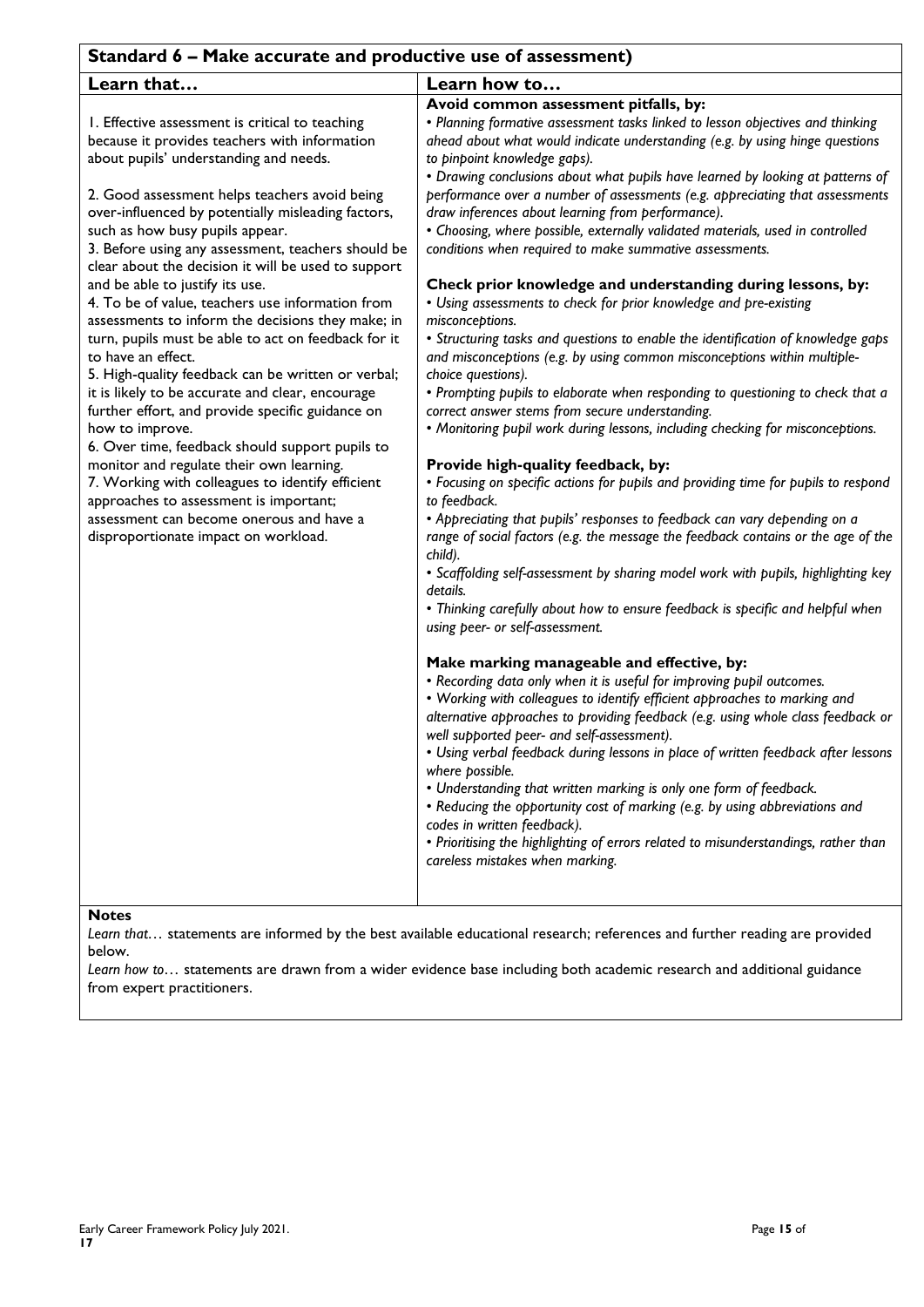## Standard 6 – Make accurate and productive use of assessment)

| Learn that… | Learn how to… |
|---|---|
| 1. Effective assessment is critical to teaching because it provides teachers with information about pupils' understanding and needs.<br><br>2. Good assessment helps teachers avoid being over-influenced by potentially misleading factors, such as how busy pupils appear.<br>3. Before using any assessment, teachers should be clear about the decision it will be used to support and be able to justify its use.<br>4. To be of value, teachers use information from assessments to inform the decisions they make; in turn, pupils must be able to act on feedback for it to have an effect.<br>5. High-quality feedback can be written or verbal; it is likely to be accurate and clear, encourage further effort, and provide specific guidance on how to improve.<br>6. Over time, feedback should support pupils to monitor and regulate their own learning.<br>7. Working with colleagues to identify efficient approaches to assessment is important; assessment can become onerous and have a disproportionate impact on workload. | **Avoid common assessment pitfalls, by:**<br>• *Planning formative assessment tasks linked to lesson objectives and thinking ahead about what would indicate understanding (e.g. by using hinge questions to pinpoint knowledge gaps).*<br>• *Drawing conclusions about what pupils have learned by looking at patterns of performance over a number of assessments (e.g. appreciating that assessments draw inferences about learning from performance).*<br>• *Choosing, where possible, externally validated materials, used in controlled conditions when required to make summative assessments.*<br><br>**Check prior knowledge and understanding during lessons, by:**<br>• *Using assessments to check for prior knowledge and pre-existing misconceptions.*<br>• *Structuring tasks and questions to enable the identification of knowledge gaps and misconceptions (e.g. by using common misconceptions within multiple-choice questions).*<br>• *Prompting pupils to elaborate when responding to questioning to check that a correct answer stems from secure understanding.*<br>• *Monitoring pupil work during lessons, including checking for misconceptions.*<br><br>**Provide high-quality feedback, by:**<br>• *Focusing on specific actions for pupils and providing time for pupils to respond to feedback.*<br>• *Appreciating that pupils' responses to feedback can vary depending on a range of social factors (e.g. the message the feedback contains or the age of the child).*<br>• *Scaffolding self-assessment by sharing model work with pupils, highlighting key details.*<br>• *Thinking carefully about how to ensure feedback is specific and helpful when using peer- or self-assessment.*<br><br>**Make marking manageable and effective, by:**<br>• *Recording data only when it is useful for improving pupil outcomes.*<br>• *Working with colleagues to identify efficient approaches to marking and alternative approaches to providing feedback (e.g. using whole class feedback or well supported peer- and self-assessment).*<br>• *Using verbal feedback during lessons in place of written feedback after lessons where possible.*<br>• *Understanding that written marking is only one form of feedback.*<br>• *Reducing the opportunity cost of marking (e.g. by using abbreviations and codes in written feedback).*<br>• *Prioritising the highlighting of errors related to misunderstandings, rather than careless mistakes when marking.* |

**Notes**

*Learn that…* statements are informed by the best available educational research; references and further reading are provided below.

*Learn how to…* statements are drawn from a wider evidence base including both academic research and additional guidance from expert practitioners.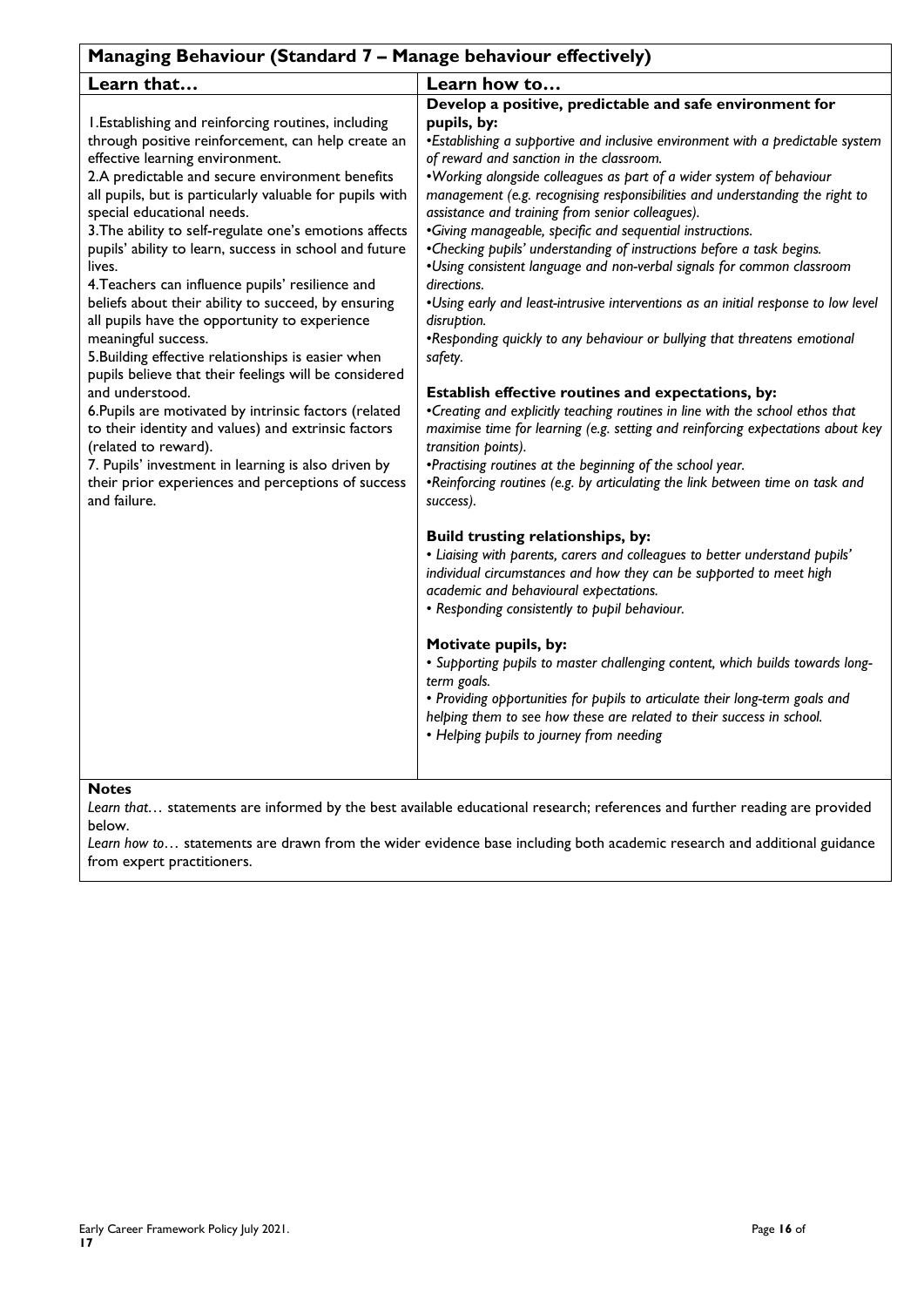## Managing Behaviour (Standard 7 – Manage behaviour effectively)

| Learn that… | Learn how to… |
|---|---|
| 1.Establishing and reinforcing routines, including through positive reinforcement, can help create an effective learning environment.<br>2.A predictable and secure environment benefits all pupils, but is particularly valuable for pupils with special educational needs.<br>3.The ability to self-regulate one's emotions affects pupils' ability to learn, success in school and future lives.<br>4.Teachers can influence pupils' resilience and beliefs about their ability to succeed, by ensuring all pupils have the opportunity to experience meaningful success.<br>5.Building effective relationships is easier when pupils believe that their feelings will be considered and understood.<br>6.Pupils are motivated by intrinsic factors (related to their identity and values) and extrinsic factors (related to reward).<br>7. Pupils' investment in learning is also driven by their prior experiences and perceptions of success and failure. | **Develop a positive, predictable and safe environment for pupils, by:**<br>*•Establishing a supportive and inclusive environment with a predictable system of reward and sanction in the classroom.*<br>*•Working alongside colleagues as part of a wider system of behaviour management (e.g. recognising responsibilities and understanding the right to assistance and training from senior colleagues).*<br>*•Giving manageable, specific and sequential instructions.*<br>*•Checking pupils' understanding of instructions before a task begins.*<br>*•Using consistent language and non-verbal signals for common classroom directions.*<br>*•Using early and least-intrusive interventions as an initial response to low level disruption.*<br>*•Responding quickly to any behaviour or bullying that threatens emotional safety.*<br><br>**Establish effective routines and expectations, by:**<br>*•Creating and explicitly teaching routines in line with the school ethos that maximise time for learning (e.g. setting and reinforcing expectations about key transition points).*<br>*•Practising routines at the beginning of the school year.*<br>*•Reinforcing routines (e.g. by articulating the link between time on task and success).*<br><br>**Build trusting relationships, by:**<br>*• Liaising with parents, carers and colleagues to better understand pupils' individual circumstances and how they can be supported to meet high academic and behavioural expectations.*<br>*• Responding consistently to pupil behaviour.*<br><br>**Motivate pupils, by:**<br>*• Supporting pupils to master challenging content, which builds towards long-term goals.*<br>*• Providing opportunities for pupils to articulate their long-term goals and helping them to see how these are related to their success in school.*<br>*• Helping pupils to journey from needing* |

**Notes**

*Learn that…* statements are informed by the best available educational research; references and further reading are provided below.

*Learn how to…* statements are drawn from the wider evidence base including both academic research and additional guidance from expert practitioners.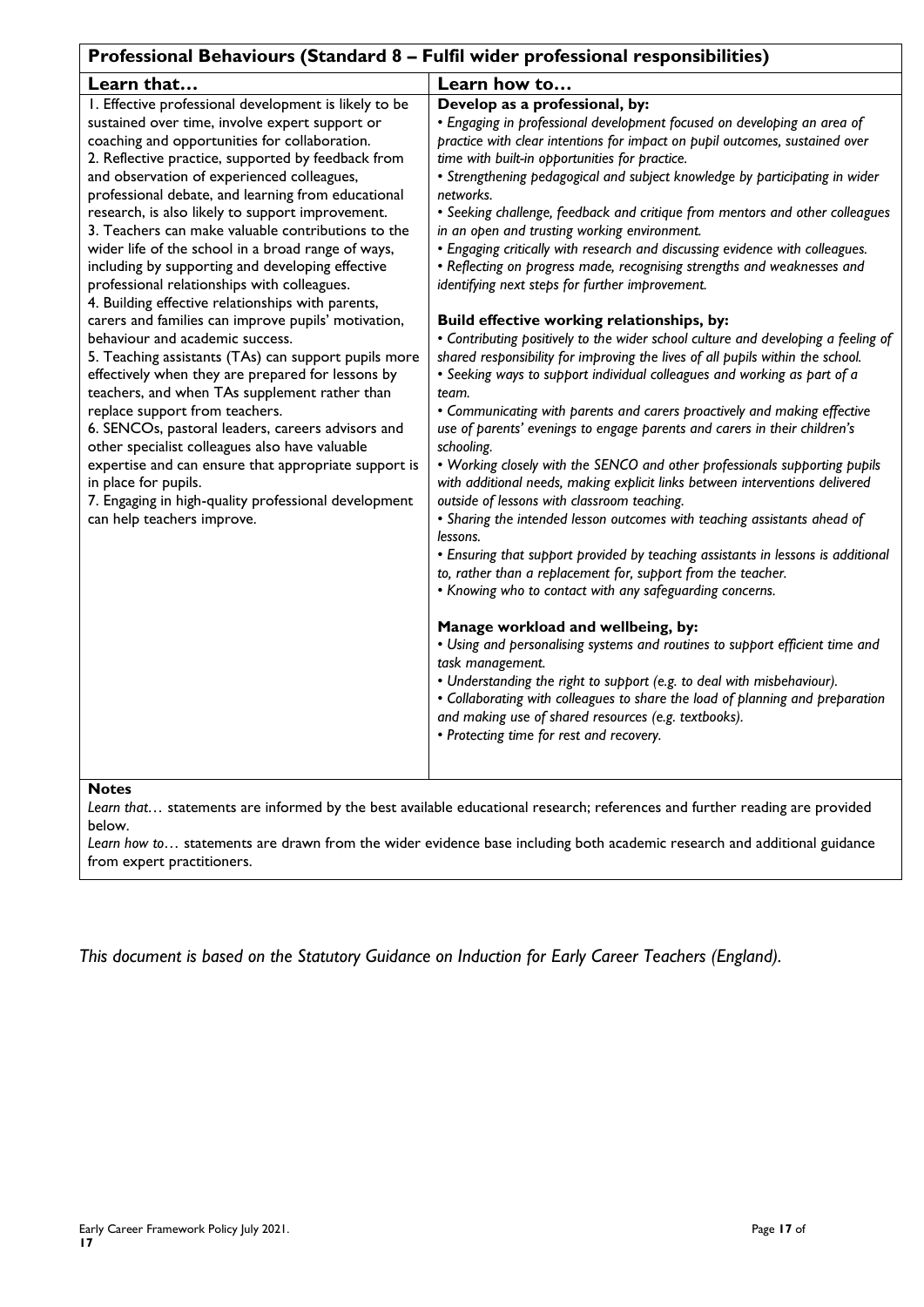| Professional Behaviours (Standard 8 – Fulfil wider professional responsibilities) | |
|---|---|
| **Learn that…** | **Learn how to…** |
| 1. Effective professional development is likely to be sustained over time, involve expert support or coaching and opportunities for collaboration.<br>2. Reflective practice, supported by feedback from and observation of experienced colleagues, professional debate, and learning from educational research, is also likely to support improvement.<br>3. Teachers can make valuable contributions to the wider life of the school in a broad range of ways, including by supporting and developing effective professional relationships with colleagues.<br>4. Building effective relationships with parents, carers and families can improve pupils' motivation, behaviour and academic success.<br>5. Teaching assistants (TAs) can support pupils more effectively when they are prepared for lessons by teachers, and when TAs supplement rather than replace support from teachers.<br>6. SENCOs, pastoral leaders, careers advisors and other specialist colleagues also have valuable expertise and can ensure that appropriate support is in place for pupils.<br>7. Engaging in high-quality professional development can help teachers improve. | **Develop as a professional, by:**<br>• *Engaging in professional development focused on developing an area of practice with clear intentions for impact on pupil outcomes, sustained over time with built-in opportunities for practice.*<br>• *Strengthening pedagogical and subject knowledge by participating in wider networks.*<br>• *Seeking challenge, feedback and critique from mentors and other colleagues in an open and trusting working environment.*<br>• *Engaging critically with research and discussing evidence with colleagues.*<br>• *Reflecting on progress made, recognising strengths and weaknesses and identifying next steps for further improvement.*<br><br>**Build effective working relationships, by:**<br>• *Contributing positively to the wider school culture and developing a feeling of shared responsibility for improving the lives of all pupils within the school.*<br>• *Seeking ways to support individual colleagues and working as part of a team.*<br>• *Communicating with parents and carers proactively and making effective use of parents' evenings to engage parents and carers in their children's schooling.*<br>• *Working closely with the SENCO and other professionals supporting pupils with additional needs, making explicit links between interventions delivered outside of lessons with classroom teaching.*<br>• *Sharing the intended lesson outcomes with teaching assistants ahead of lessons.*<br>• *Ensuring that support provided by teaching assistants in lessons is additional to, rather than a replacement for, support from the teacher.*<br>• *Knowing who to contact with any safeguarding concerns.*<br><br>**Manage workload and wellbeing, by:**<br>• *Using and personalising systems and routines to support efficient time and task management.*<br>• *Understanding the right to support (e.g. to deal with misbehaviour).*<br>• *Collaborating with colleagues to share the load of planning and preparation and making use of shared resources (e.g. textbooks).*<br>• *Protecting time for rest and recovery.* |

**Notes**

*Learn that…* statements are informed by the best available educational research; references and further reading are provided below.

*Learn how to…* statements are drawn from the wider evidence base including both academic research and additional guidance from expert practitioners.

*This document is based on the Statutory Guidance on Induction for Early Career Teachers (England).*